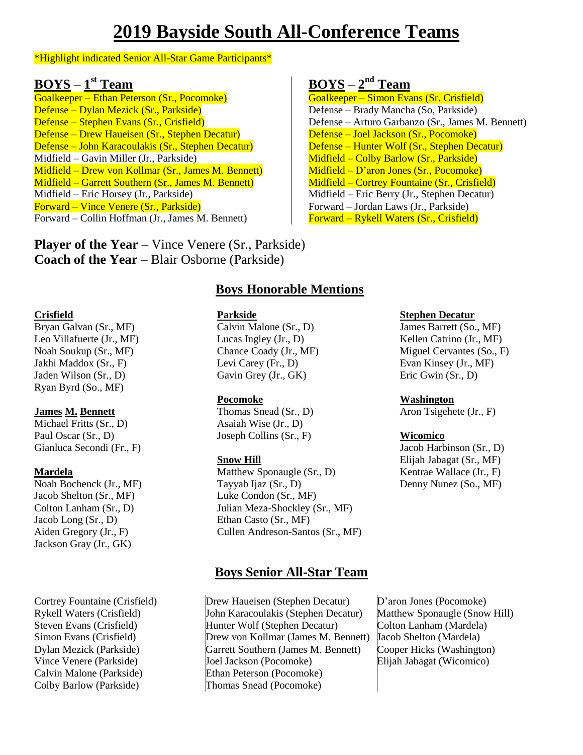# 2019 Bayside South All-Conference Teams

*Highlight indicated Senior All-Star Game Participants*

## BOYS – 1st Team

Goalkeeper – Ethan Peterson (Sr., Pocomoke)
Defense – Dylan Mezick (Sr., Parkside)
Defense – Stephen Evans (Sr., Crisfield)
Defense – Drew Haueisen (Sr., Stephen Decatur)
Defense – John Karacoulakis (Sr., Stephen Decatur)
Midfield – Gavin Miller (Jr., Parkside)
Midfield – Drew von Kollmar (Sr., James M. Bennett)
Midfield – Garrett Southern (Sr., James M. Bennett)
Midfield – Eric Horsey (Jr., Parkside)
Forward – Vince Venere (Sr., Parkside)
Forward – Collin Hoffman (Jr., James M. Bennett)

## BOYS – 2nd Team

Goalkeeper – Simon Evans (Sr. Crisfield)
Defense – Brady Mancha (So, Parkside)
Defense – Arturo Garbanzo (Sr., James M. Bennett)
Defense – Joel Jackson (Sr., Pocomoke)
Defense – Hunter Wolf (Sr., Stephen Decatur)
Midfield – Colby Barlow (Sr., Parkside)
Midfield – D'aron Jones (Sr., Pocomoke)
Midfield – Cortrey Fountaine (Sr., Crisfield)
Midfield – Eric Berry (Jr., Stephen Decatur)
Forward – Jordan Laws (Jr., Parkside)
Forward – Rykell Waters (Sr., Crisfield)

**Player of the Year** – Vince Venere (Sr., Parkside)
**Coach of the Year** – Blair Osborne (Parkside)

## Boys Honorable Mentions

**Crisfield**
Bryan Galvan (Sr., MF)
Leo Villafuerte (Jr., MF)
Noah Soukup (Sr., MF)
Jakhi Maddox (Sr., F)
Jaden Wilson (Sr., D)
Ryan Byrd (So., MF)

**James M. Bennett**
Michael Fritts (Sr., D)
Paul Oscar (Sr., D)
Gianluca Secondi (Fr., F)

**Mardela**
Noah Bochenck (Jr., MF)
Jacob Shelton (Sr., MF)
Colton Lanham (Sr., D)
Jacob Long (Sr., D)
Aiden Gregory (Jr., F)
Jackson Gray (Jr., GK)

**Parkside**
Calvin Malone (Sr., D)
Lucas Ingley (Jr., D)
Chance Coady (Jr., MF)
Levi Carey (Fr., D)
Gavin Grey (Jr., GK)

**Pocomoke**
Thomas Snead (Sr., D)
Asaiah Wise (Jr., D)
Joseph Collins (Sr., F)

**Snow Hill**
Matthew Sponaugle (Sr., D)
Tayyab Ijaz (Sr., D)
Luke Condon (Sr., MF)
Julian Meza-Shockley (Sr., MF)
Ethan Casto (Sr., MF)
Cullen Andreson-Santos (Sr., MF)

**Stephen Decatur**
James Barrett (So., MF)
Kellen Catrino (Jr., MF)
Miguel Cervantes (So., F)
Evan Kinsey (Jr., MF)
Eric Gwin (Sr., D)

**Washington**
Aron Tsigehete (Jr., F)

**Wicomico**
Jacob Harbinson (Sr., D)
Elijah Jabagat (Sr., MF)
Kentrae Wallace (Jr., F)
Denny Nunez (So., MF)

## Boys Senior All-Star Team

Cortrey Fountaine (Crisfield)
Rykell Waters (Crisfield)
Steven Evans (Crisfield)
Simon Evans (Crisfield)
Dylan Mezick (Parkside)
Vince Venere (Parkside)
Calvin Malone (Parkside)
Colby Barlow (Parkside)

Drew Haueisen (Stephen Decatur)
John Karacoulakis (Stephen Decatur)
Hunter Wolf (Stephen Decatur)
Drew von Kollmar (James M. Bennett)
Garrett Southern (James M. Bennett)
Joel Jackson (Pocomoke)
Ethan Peterson (Pocomoke)
Thomas Snead (Pocomoke)

D'aron Jones (Pocomoke)
Matthew Sponaugle (Snow Hill)
Colton Lanham (Mardela)
Jacob Shelton (Mardela)
Cooper Hicks (Washington)
Elijah Jabagat (Wicomico)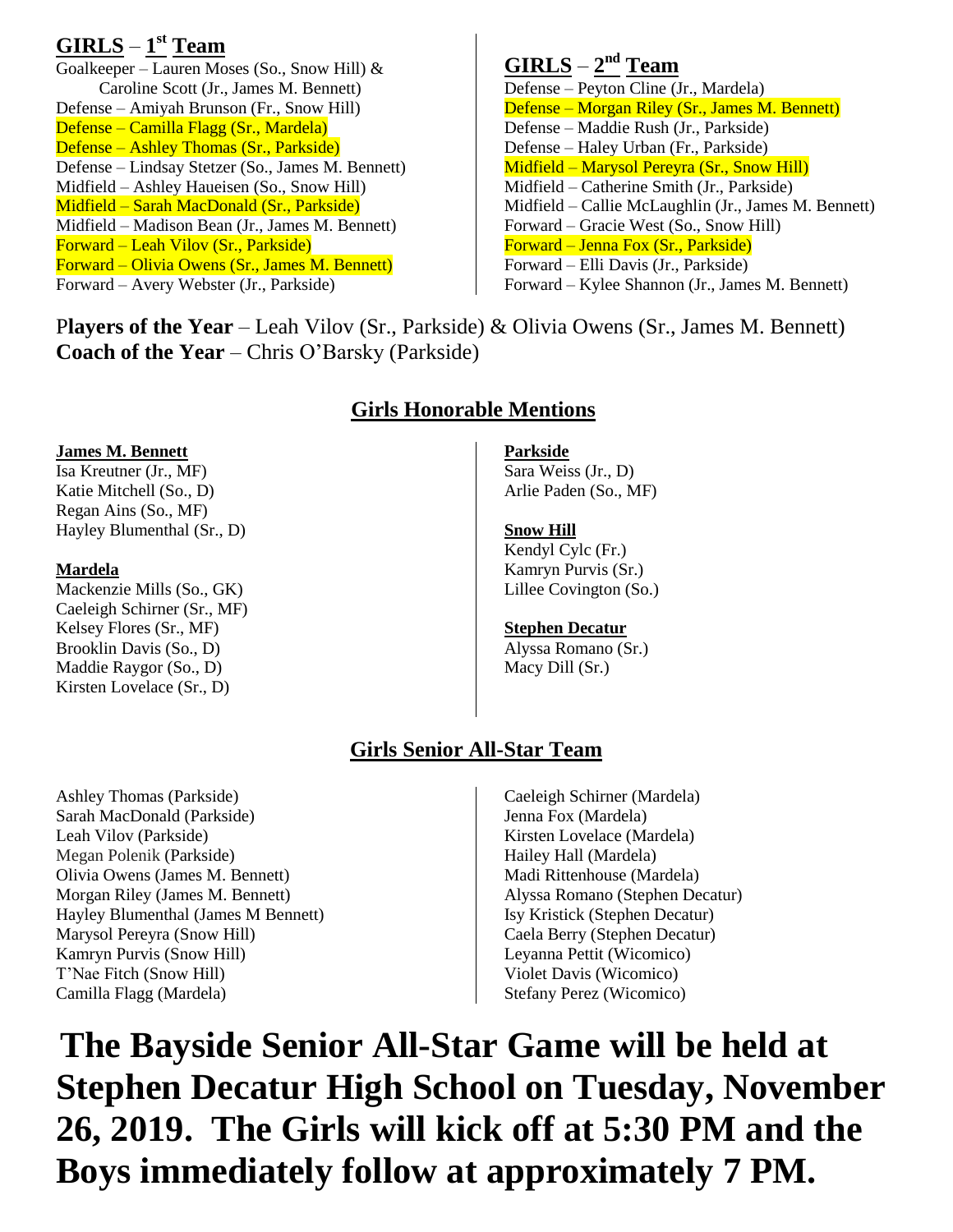## GIRLS – 1st Team

Goalkeeper – Lauren Moses (So., Snow Hill) & Caroline Scott (Jr., James M. Bennett)
Defense – Amiyah Brunson (Fr., Snow Hill)
Defense – Camilla Flagg (Sr., Mardela)
Defense – Ashley Thomas (Sr., Parkside)
Defense – Lindsay Stetzer (So., James M. Bennett)
Midfield – Ashley Haueisen (So., Snow Hill)
Midfield – Sarah MacDonald (Sr., Parkside)
Midfield – Madison Bean (Jr., James M. Bennett)
Forward – Leah Vilov (Sr., Parkside)
Forward – Olivia Owens (Sr., James M. Bennett)
Forward – Avery Webster (Jr., Parkside)

## GIRLS – 2nd Team

Defense – Peyton Cline (Jr., Mardela)
Defense – Morgan Riley (Sr., James M. Bennett)
Defense – Maddie Rush (Jr., Parkside)
Defense – Haley Urban (Fr., Parkside)
Midfield – Marysol Pereyra (Sr., Snow Hill)
Midfield – Catherine Smith (Jr., Parkside)
Midfield – Callie McLaughlin (Jr., James M. Bennett)
Forward – Gracie West (So., Snow Hill)
Forward – Jenna Fox (Sr., Parkside)
Forward – Elli Davis (Jr., Parkside)
Forward – Kylee Shannon (Jr., James M. Bennett)

**Players of the Year** – Leah Vilov (Sr., Parkside) & Olivia Owens (Sr., James M. Bennett)
**Coach of the Year** – Chris O'Barsky (Parkside)

## Girls Honorable Mentions

**James M. Bennett**
Isa Kreutner (Jr., MF)
Katie Mitchell (So., D)
Regan Ains (So., MF)
Hayley Blumenthal (Sr., D)

**Mardela**
Mackenzie Mills (So., GK)
Caeleigh Schirner (Sr., MF)
Kelsey Flores (Sr., MF)
Brooklin Davis (So., D)
Maddie Raygor (So., D)
Kirsten Lovelace (Sr., D)

**Parkside**
Sara Weiss (Jr., D)
Arlie Paden (So., MF)

**Snow Hill**
Kendyl Cylc (Fr.)
Kamryn Purvis (Sr.)
Lillee Covington (So.)

**Stephen Decatur**
Alyssa Romano (Sr.)
Macy Dill (Sr.)

## Girls Senior All-Star Team

Ashley Thomas (Parkside)
Sarah MacDonald (Parkside)
Leah Vilov (Parkside)
Megan Polenik (Parkside)
Olivia Owens (James M. Bennett)
Morgan Riley (James M. Bennett)
Hayley Blumenthal (James M Bennett)
Marysol Pereyra (Snow Hill)
Kamryn Purvis (Snow Hill)
T'Nae Fitch (Snow Hill)
Camilla Flagg (Mardela)
Caeleigh Schirner (Mardela)
Jenna Fox (Mardela)
Kirsten Lovelace (Mardela)
Hailey Hall (Mardela)
Madi Rittenhouse (Mardela)
Alyssa Romano (Stephen Decatur)
Isy Kristick (Stephen Decatur)
Caela Berry (Stephen Decatur)
Leyanna Pettit (Wicomico)
Violet Davis (Wicomico)
Stefany Perez (Wicomico)

# The Bayside Senior All-Star Game will be held at Stephen Decatur High School on Tuesday, November 26, 2019. The Girls will kick off at 5:30 PM and the Boys immediately follow at approximately 7 PM.